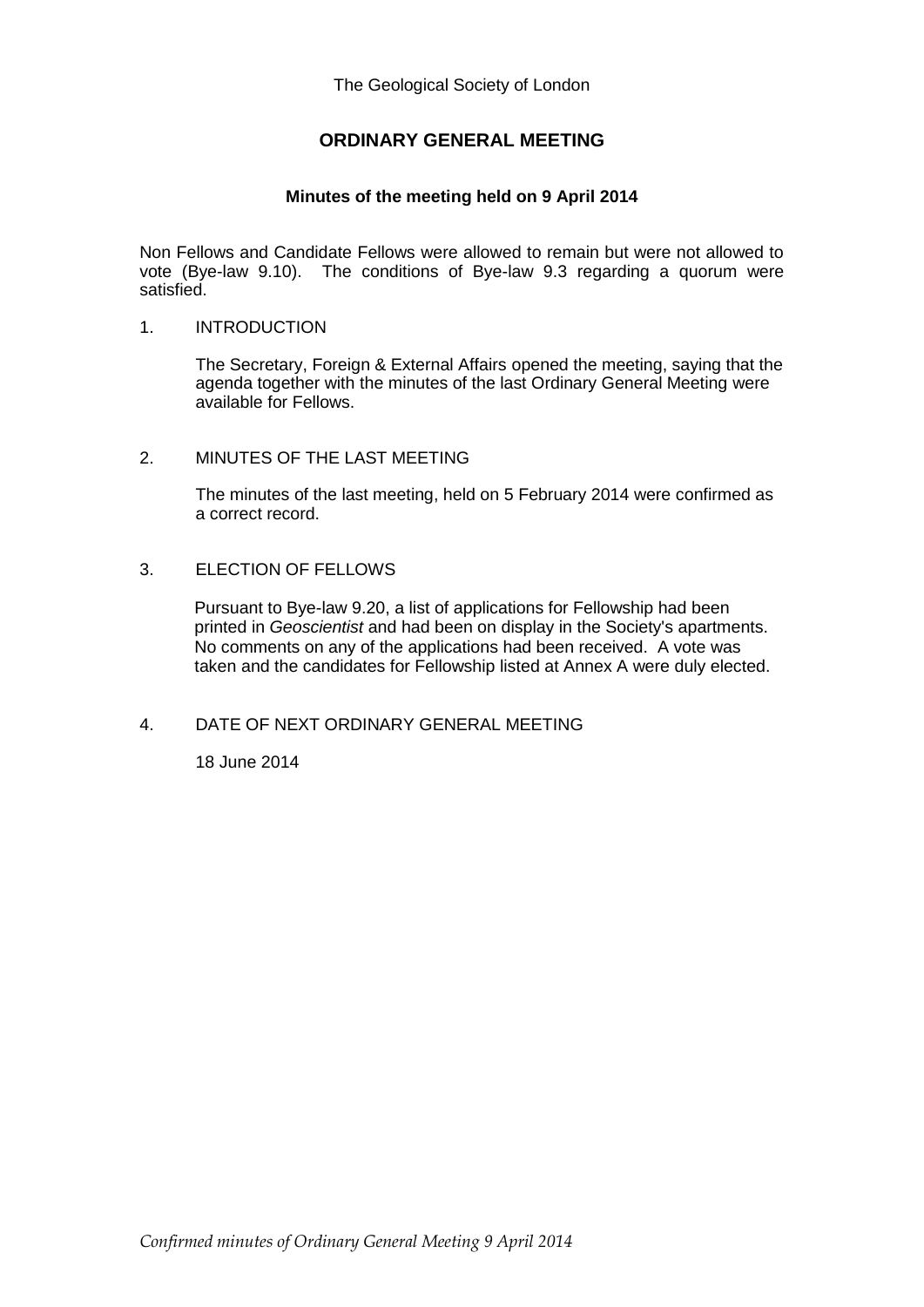The Geological Society of London

# ORDINARY GENERAL MEETING

### Minutes of the meeting held on 9 April 2014

Non Fellows and Candidate Fellows were allowed to remain but were not allowed to vote (Bye-law 9.10). The conditions of Bye-law 9.3 regarding a quorum were satisfied.

1. INTRODUCTION

   The Secretary, Foreign & External Affairs opened the meeting, saying that the agenda together with the minutes of the last Ordinary General Meeting were available for Fellows.

2. MINUTES OF THE LAST MEETING

   The minutes of the last meeting, held on 5 February 2014 were confirmed as a correct record.

3. ELECTION OF FELLOWS

   Pursuant to Bye-law 9.20, a list of applications for Fellowship had been printed in *Geoscientist* and had been on display in the Society's apartments. No comments on any of the applications had been received. A vote was taken and the candidates for Fellowship listed at Annex A were duly elected.

4. DATE OF NEXT ORDINARY GENERAL MEETING

   18 June 2014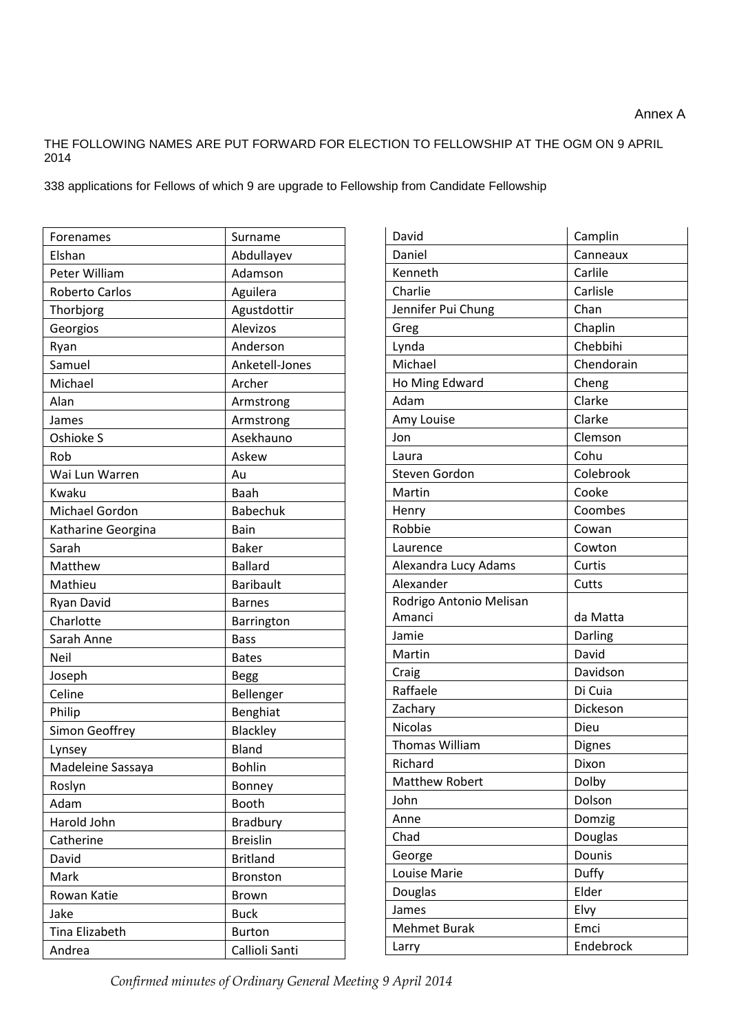Annex A

THE FOLLOWING NAMES ARE PUT FORWARD FOR ELECTION TO FELLOWSHIP AT THE OGM ON 9 APRIL 2014

338 applications for Fellows of which 9 are upgrade to Fellowship from Candidate Fellowship

| Forenames | Surname |
|---|---|
| Elshan | Abdullayev |
| Peter William | Adamson |
| Roberto Carlos | Aguilera |
| Thorbjorg | Agustdottir |
| Georgios | Alevizos |
| Ryan | Anderson |
| Samuel | Anketell-Jones |
| Michael | Archer |
| Alan | Armstrong |
| James | Armstrong |
| Oshioke S | Asekhauno |
| Rob | Askew |
| Wai Lun Warren | Au |
| Kwaku | Baah |
| Michael Gordon | Babechuk |
| Katharine Georgina | Bain |
| Sarah | Baker |
| Matthew | Ballard |
| Mathieu | Baribault |
| Ryan David | Barnes |
| Charlotte | Barrington |
| Sarah Anne | Bass |
| Neil | Bates |
| Joseph | Begg |
| Celine | Bellenger |
| Philip | Benghiat |
| Simon Geoffrey | Blackley |
| Lynsey | Bland |
| Madeleine Sassaya | Bohlin |
| Roslyn | Bonney |
| Adam | Booth |
| Harold John | Bradbury |
| Catherine | Breislin |
| David | Britland |
| Mark | Bronston |
| Rowan Katie | Brown |
| Jake | Buck |
| Tina Elizabeth | Burton |
| Andrea | Callioli Santi |
| David | Camplin |
| Daniel | Canneaux |
| Kenneth | Carlile |
| Charlie | Carlisle |
| Jennifer Pui Chung | Chan |
| Greg | Chaplin |
| Lynda | Chebbihi |
| Michael | Chendorain |
| Ho Ming Edward | Cheng |
| Adam | Clarke |
| Amy Louise | Clarke |
| Jon | Clemson |
| Laura | Cohu |
| Steven Gordon | Colebrook |
| Martin | Cooke |
| Henry | Coombes |
| Robbie | Cowan |
| Laurence | Cowton |
| Alexandra Lucy Adams | Curtis |
| Alexander | Cutts |
| Rodrigo Antonio Melisan Amanci | da Matta |
| Jamie | Darling |
| Martin | David |
| Craig | Davidson |
| Raffaele | Di Cuia |
| Zachary | Dickeson |
| Nicolas | Dieu |
| Thomas William | Dignes |
| Richard | Dixon |
| Matthew Robert | Dolby |
| John | Dolson |
| Anne | Domzig |
| Chad | Douglas |
| George | Dounis |
| Louise Marie | Duffy |
| Douglas | Elder |
| James | Elvy |
| Mehmet Burak | Emci |
| Larry | Endebrock |

*Confirmed minutes of Ordinary General Meeting 9 April 2014*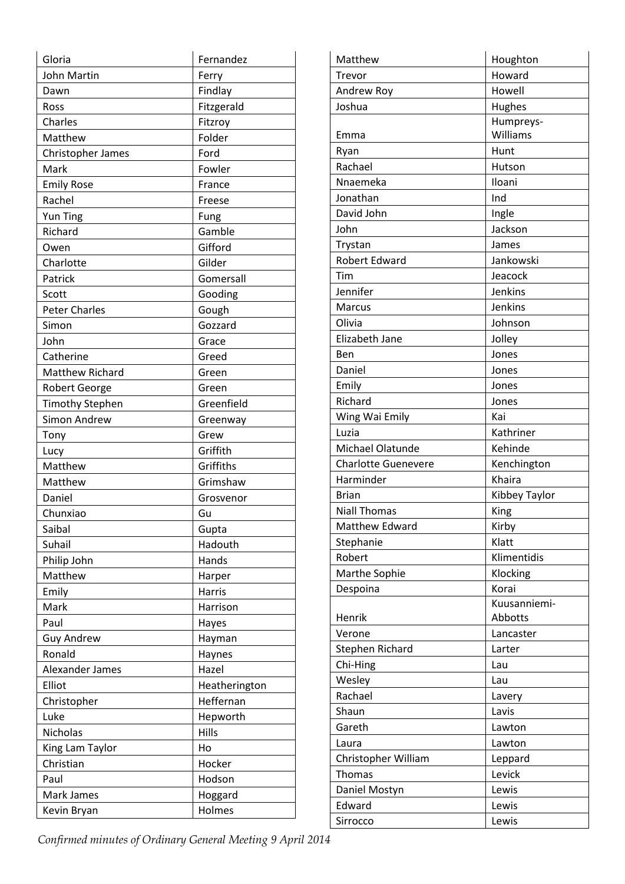| | |
|---|---|
| Gloria | Fernandez |
| John Martin | Ferry |
| Dawn | Findlay |
| Ross | Fitzgerald |
| Charles | Fitzroy |
| Matthew | Folder |
| Christopher James | Ford |
| Mark | Fowler |
| Emily Rose | France |
| Rachel | Freese |
| Yun Ting | Fung |
| Richard | Gamble |
| Owen | Gifford |
| Charlotte | Gilder |
| Patrick | Gomersall |
| Scott | Gooding |
| Peter Charles | Gough |
| Simon | Gozzard |
| John | Grace |
| Catherine | Greed |
| Matthew Richard | Green |
| Robert George | Green |
| Timothy Stephen | Greenfield |
| Simon Andrew | Greenway |
| Tony | Grew |
| Lucy | Griffith |
| Matthew | Griffiths |
| Matthew | Grimshaw |
| Daniel | Grosvenor |
| Chunxiao | Gu |
| Saibal | Gupta |
| Suhail | Hadouth |
| Philip John | Hands |
| Matthew | Harper |
| Emily | Harris |
| Mark | Harrison |
| Paul | Hayes |
| Guy Andrew | Hayman |
| Ronald | Haynes |
| Alexander James | Hazel |
| Elliot | Heatherington |
| Christopher | Heffernan |
| Luke | Hepworth |
| Nicholas | Hills |
| King Lam Taylor | Ho |
| Christian | Hocker |
| Paul | Hodson |
| Mark James | Hoggard |
| Kevin Bryan | Holmes |

| | |
|---|---|
| Matthew | Houghton |
| Trevor | Howard |
| Andrew Roy | Howell |
| Joshua | Hughes |
| Emma | Humpreys-Williams |
| Ryan | Hunt |
| Rachael | Hutson |
| Nnaemeka | Iloani |
| Jonathan | Ind |
| David John | Ingle |
| John | Jackson |
| Trystan | James |
| Robert Edward | Jankowski |
| Tim | Jeacock |
| Jennifer | Jenkins |
| Marcus | Jenkins |
| Olivia | Johnson |
| Elizabeth Jane | Jolley |
| Ben | Jones |
| Daniel | Jones |
| Emily | Jones |
| Richard | Jones |
| Wing Wai Emily | Kai |
| Luzia | Kathriner |
| Michael Olatunde | Kehinde |
| Charlotte Guenevere | Kenchington |
| Harminder | Khaira |
| Brian | Kibbey Taylor |
| Niall Thomas | King |
| Matthew Edward | Kirby |
| Stephanie | Klatt |
| Robert | Klimentidis |
| Marthe Sophie | Klocking |
| Despoina | Korai |
| Henrik | Kuusanniemi-Abbotts |
| Verone | Lancaster |
| Stephen Richard | Larter |
| Chi-Hing | Lau |
| Wesley | Lau |
| Rachael | Lavery |
| Shaun | Lavis |
| Gareth | Lawton |
| Laura | Lawton |
| Christopher William | Leppard |
| Thomas | Levick |
| Daniel Mostyn | Lewis |
| Edward | Lewis |
| Sirrocco | Lewis |

*Confirmed minutes of Ordinary General Meeting 9 April 2014*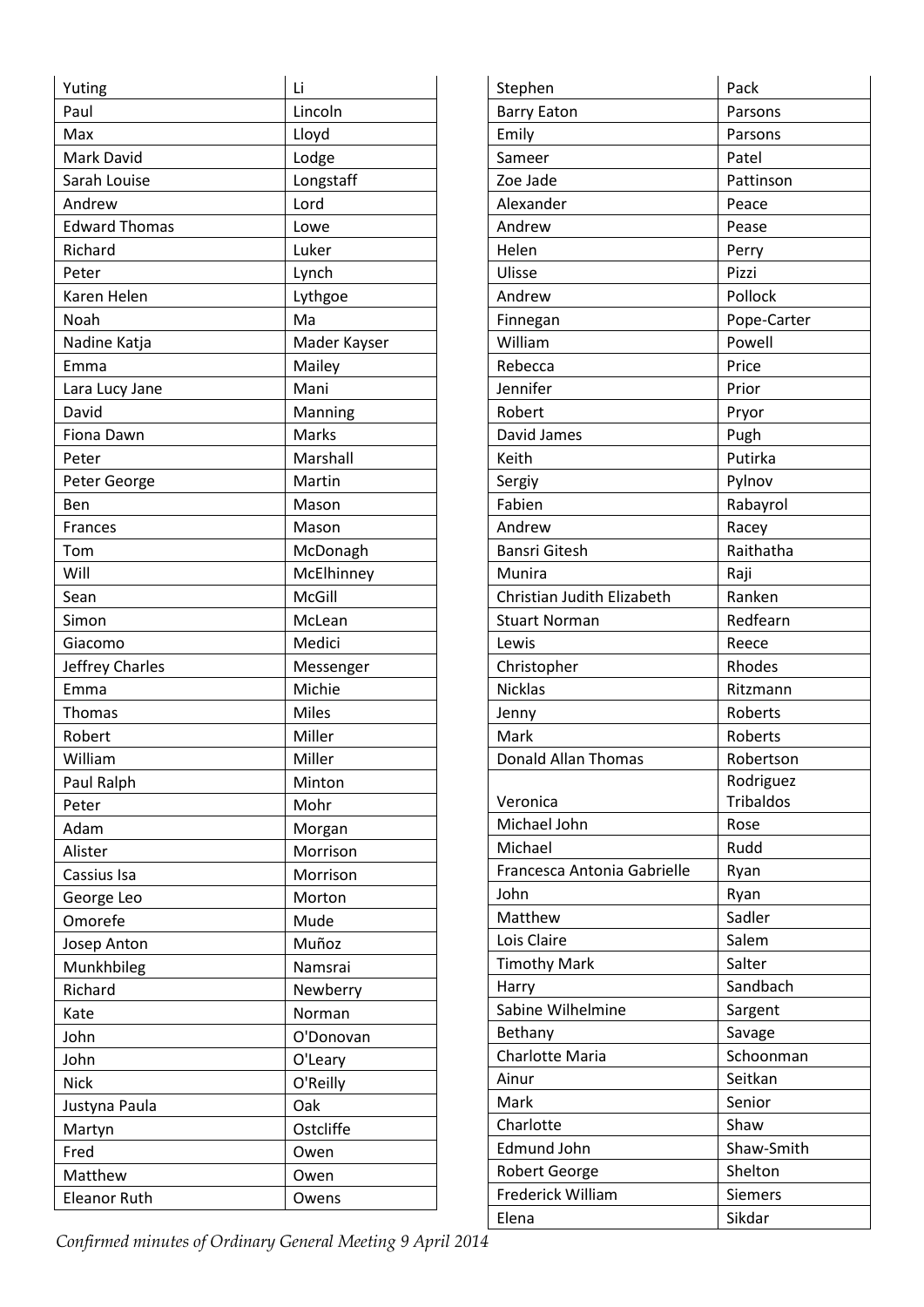| | |
|---|---|
| Yuting | Li |
| Paul | Lincoln |
| Max | Lloyd |
| Mark David | Lodge |
| Sarah Louise | Longstaff |
| Andrew | Lord |
| Edward Thomas | Lowe |
| Richard | Luker |
| Peter | Lynch |
| Karen Helen | Lythgoe |
| Noah | Ma |
| Nadine Katja | Mader Kayser |
| Emma | Mailey |
| Lara Lucy Jane | Mani |
| David | Manning |
| Fiona Dawn | Marks |
| Peter | Marshall |
| Peter George | Martin |
| Ben | Mason |
| Frances | Mason |
| Tom | McDonagh |
| Will | McElhinney |
| Sean | McGill |
| Simon | McLean |
| Giacomo | Medici |
| Jeffrey Charles | Messenger |
| Emma | Michie |
| Thomas | Miles |
| Robert | Miller |
| William | Miller |
| Paul Ralph | Minton |
| Peter | Mohr |
| Adam | Morgan |
| Alister | Morrison |
| Cassius Isa | Morrison |
| George Leo | Morton |
| Omorefe | Mude |
| Josep Anton | Muñoz |
| Munkhbileg | Namsrai |
| Richard | Newberry |
| Kate | Norman |
| John | O'Donovan |
| John | O'Leary |
| Nick | O'Reilly |
| Justyna Paula | Oak |
| Martyn | Ostcliffe |
| Fred | Owen |
| Matthew | Owen |
| Eleanor Ruth | Owens |

| | |
|---|---|
| Stephen | Pack |
| Barry Eaton | Parsons |
| Emily | Parsons |
| Sameer | Patel |
| Zoe Jade | Pattinson |
| Alexander | Peace |
| Andrew | Pease |
| Helen | Perry |
| Ulisse | Pizzi |
| Andrew | Pollock |
| Finnegan | Pope-Carter |
| William | Powell |
| Rebecca | Price |
| Jennifer | Prior |
| Robert | Pryor |
| David James | Pugh |
| Keith | Putirka |
| Sergiy | Pylnov |
| Fabien | Rabayrol |
| Andrew | Racey |
| Bansri Gitesh | Raithatha |
| Munira | Raji |
| Christian Judith Elizabeth | Ranken |
| Stuart Norman | Redfearn |
| Lewis | Reece |
| Christopher | Rhodes |
| Nicklas | Ritzmann |
| Jenny | Roberts |
| Mark | Roberts |
| Donald Allan Thomas | Robertson |
| Veronica | Rodriguez Tribaldos |
| Michael John | Rose |
| Michael | Rudd |
| Francesca Antonia Gabrielle | Ryan |
| John | Ryan |
| Matthew | Sadler |
| Lois Claire | Salem |
| Timothy Mark | Salter |
| Harry | Sandbach |
| Sabine Wilhelmine | Sargent |
| Bethany | Savage |
| Charlotte Maria | Schoonman |
| Ainur | Seitkan |
| Mark | Senior |
| Charlotte | Shaw |
| Edmund John | Shaw-Smith |
| Robert George | Shelton |
| Frederick William | Siemers |
| Elena | Sikdar |

*Confirmed minutes of Ordinary General Meeting 9 April 2014*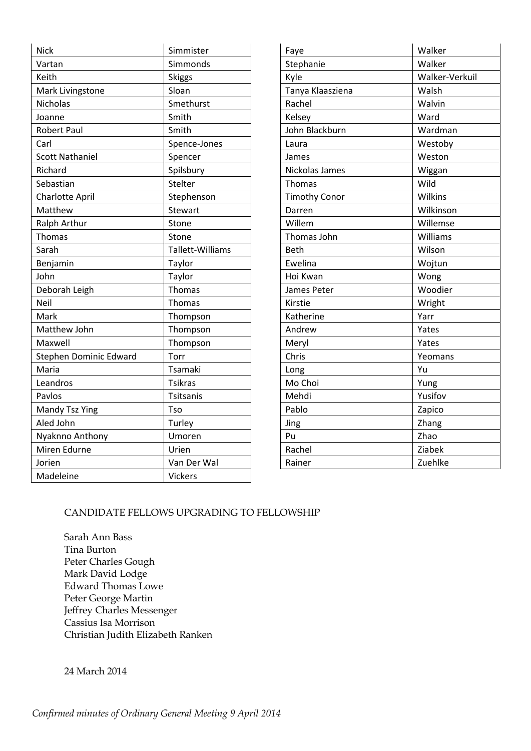| | |
|---|---|
| Nick | Simmister |
| Vartan | Simmonds |
| Keith | Skiggs |
| Mark Livingstone | Sloan |
| Nicholas | Smethurst |
| Joanne | Smith |
| Robert Paul | Smith |
| Carl | Spence-Jones |
| Scott Nathaniel | Spencer |
| Richard | Spilsbury |
| Sebastian | Stelter |
| Charlotte April | Stephenson |
| Matthew | Stewart |
| Ralph Arthur | Stone |
| Thomas | Stone |
| Sarah | Tallett-Williams |
| Benjamin | Taylor |
| John | Taylor |
| Deborah Leigh | Thomas |
| Neil | Thomas |
| Mark | Thompson |
| Matthew John | Thompson |
| Maxwell | Thompson |
| Stephen Dominic Edward | Torr |
| Maria | Tsamaki |
| Leandros | Tsikras |
| Pavlos | Tsitsanis |
| Mandy Tsz Ying | Tso |
| Aled John | Turley |
| Nyaknno Anthony | Umoren |
| Miren Edurne | Urien |
| Jorien | Van Der Wal |
| Madeleine | Vickers |
| Faye | Walker |
| Stephanie | Walker |
| Kyle | Walker-Verkuil |
| Tanya Klaasziena | Walsh |
| Rachel | Walvin |
| Kelsey | Ward |
| John Blackburn | Wardman |
| Laura | Westoby |
| James | Weston |
| Nickolas James | Wiggan |
| Thomas | Wild |
| Timothy Conor | Wilkins |
| Darren | Wilkinson |
| Willem | Willemse |
| Thomas John | Williams |
| Beth | Wilson |
| Ewelina | Wojtun |
| Hoi Kwan | Wong |
| James Peter | Woodier |
| Kirstie | Wright |
| Katherine | Yarr |
| Andrew | Yates |
| Meryl | Yates |
| Chris | Yeomans |
| Long | Yu |
| Mo Choi | Yung |
| Mehdi | Yusifov |
| Pablo | Zapico |
| Jing | Zhang |
| Pu | Zhao |
| Rachel | Ziabek |
| Rainer | Zuehlke |

CANDIDATE FELLOWS UPGRADING TO FELLOWSHIP

Sarah Ann Bass  
Tina Burton  
Peter Charles Gough  
Mark David Lodge  
Edward Thomas Lowe  
Peter George Martin  
Jeffrey Charles Messenger  
Cassius Isa Morrison  
Christian Judith Elizabeth Ranken

24 March 2014

*Confirmed minutes of Ordinary General Meeting 9 April 2014*